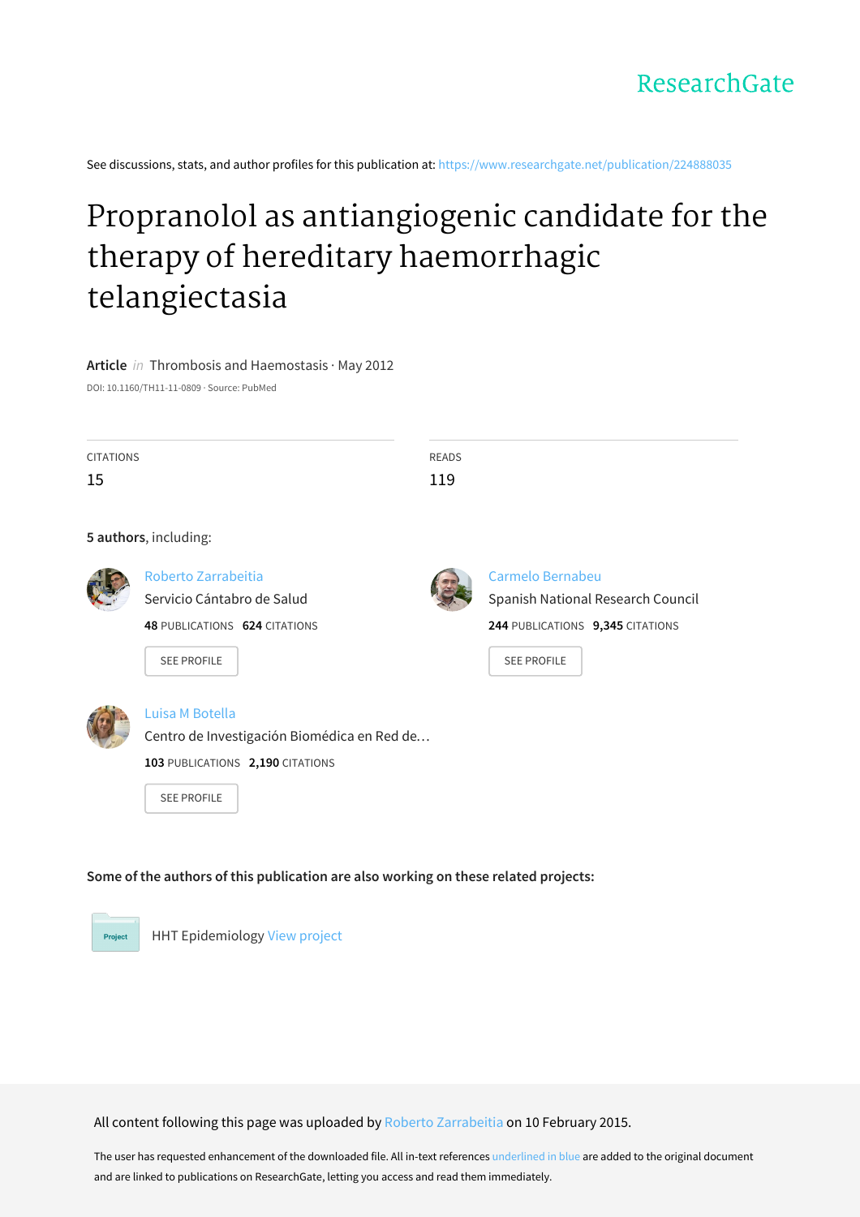ResearchGate

See discussions, stats, and author profiles for this publication at: https://www.researchgate.net/publication/224888035

# Propranolol as antiangiogenic candidate for the therapy of hereditary haemorrhagic telangiectasia

**Article** *in* Thrombosis and Haemostasis · May 2012

DOI: 10.1160/TH11-11-0809 · Source: PubMed

| CITATIONS | READS |
| --- | --- |
| 15 | 119 |

**5 authors**, including:

Roberto Zarrabeitia
Servicio Cántabro de Salud
**48** PUBLICATIONS **624** CITATIONS
SEE PROFILE

Carmelo Bernabeu
Spanish National Research Council
**244** PUBLICATIONS **9,345** CITATIONS
SEE PROFILE

Luisa M Botella
Centro de Investigación Biomédica en Red de…
**103** PUBLICATIONS **2,190** CITATIONS
SEE PROFILE

**Some of the authors of this publication are also working on these related projects:**

Project HHT Epidemiology View project

All content following this page was uploaded by Roberto Zarrabeitia on 10 February 2015.

The user has requested enhancement of the downloaded file. All in-text references underlined in blue are added to the original document and are linked to publications on ResearchGate, letting you access and read them immediately.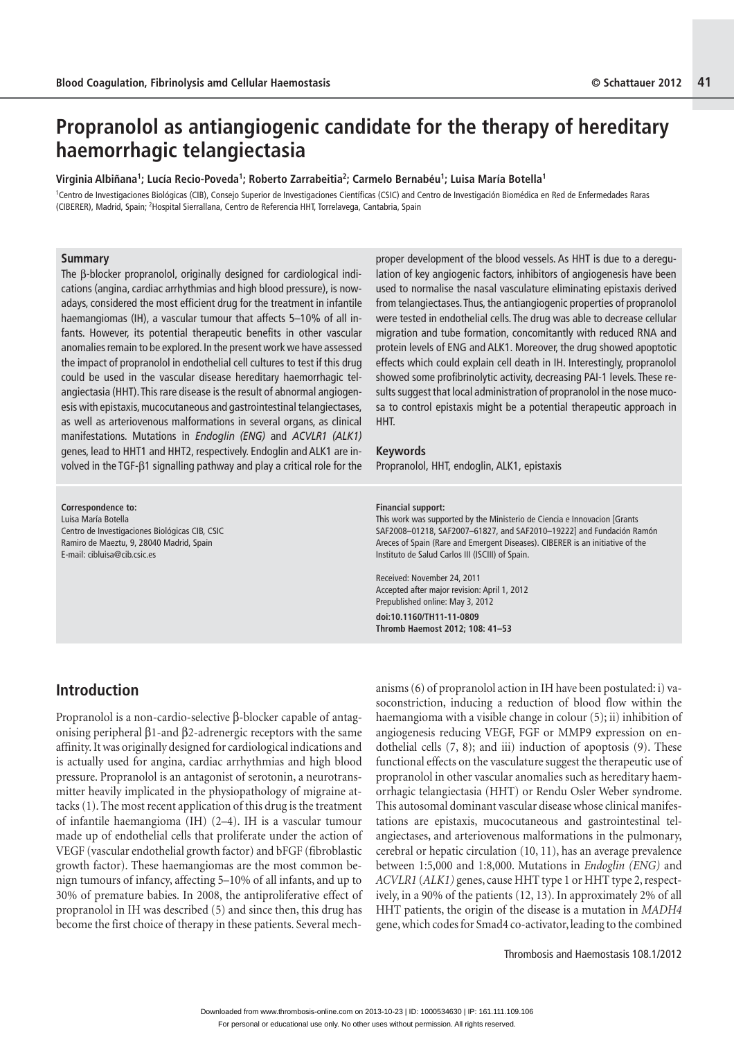# Propranolol as antiangiogenic candidate for the therapy of hereditary haemorrhagic telangiectasia

**Virginia Albiñana[1]; Lucía Recio-Poveda[1]; Roberto Zarrabeitia[2]; Carmelo Bernabéu[1]; Luisa María Botella[1]**

[1]Centro de Investigaciones Biológicas (CIB), Consejo Superior de Investigaciones Científicas (CSIC) and Centro de Investigación Biomédica en Red de Enfermedades Raras (CIBERER), Madrid, Spain; [2]Hospital Sierrallana, Centro de Referencia HHT, Torrelavega, Cantabria, Spain

## Summary

The β-blocker propranolol, originally designed for cardiological indications (angina, cardiac arrhythmias and high blood pressure), is nowadays, considered the most efficient drug for the treatment in infantile haemangiomas (IH), a vascular tumour that affects 5–10% of all infants. However, its potential therapeutic benefits in other vascular anomalies remain to be explored. In the present work we have assessed the impact of propranolol in endothelial cell cultures to test if this drug could be used in the vascular disease hereditary haemorrhagic telangiectasia (HHT). This rare disease is the result of abnormal angiogenesis with epistaxis, mucocutaneous and gastrointestinal telangiectases, as well as arteriovenous malformations in several organs, as clinical manifestations. Mutations in *Endoglin (ENG)* and *ACVLR1 (ALK1)* genes, lead to HHT1 and HHT2, respectively. Endoglin and ALK1 are involved in the TGF-β1 signalling pathway and play a critical role for the proper development of the blood vessels. As HHT is due to a deregulation of key angiogenic factors, inhibitors of angiogenesis have been used to normalise the nasal vasculature eliminating epistaxis derived from telangiectases. Thus, the antiangiogenic properties of propranolol were tested in endothelial cells. The drug was able to decrease cellular migration and tube formation, concomitantly with reduced RNA and protein levels of ENG and ALK1. Moreover, the drug showed apoptotic effects which could explain cell death in IH. Interestingly, propranolol showed some profibrinolytic activity, decreasing PAI-1 levels. These results suggest that local administration of propranolol in the nose mucosa to control epistaxis might be a potential therapeutic approach in HHT.

## Keywords

Propranolol, HHT, endoglin, ALK1, epistaxis

**Correspondence to:**
Luisa María Botella
Centro de Investigaciones Biológicas CIB, CSIC
Ramiro de Maeztu, 9, 28040 Madrid, Spain
E-mail: cibluisa@cib.csic.es

**Financial support:**
This work was supported by the Ministerio de Ciencia e Innovacion [Grants SAF2008–01218, SAF2007–61827, and SAF2010–19222] and Fundación Ramón Areces of Spain (Rare and Emergent Diseases). CIBERER is an initiative of the Instituto de Salud Carlos III (ISCIII) of Spain.

Received: November 24, 2011
Accepted after major revision: April 1, 2012
Prepublished online: May 3, 2012
**doi:10.1160/TH11-11-0809**
**Thromb Haemost 2012; 108: 41–53**

## Introduction

Propranolol is a non-cardio-selective β-blocker capable of antagonising peripheral β1-and β2-adrenergic receptors with the same affinity. It was originally designed for cardiological indications and is actually used for angina, cardiac arrhythmias and high blood pressure. Propranolol is an antagonist of serotonin, a neurotransmitter heavily implicated in the physiopathology of migraine attacks (1). The most recent application of this drug is the treatment of infantile haemangioma (IH) (2–4). IH is a vascular tumour made up of endothelial cells that proliferate under the action of VEGF (vascular endothelial growth factor) and bFGF (fibroblastic growth factor). These haemangiomas are the most common benign tumours of infancy, affecting 5–10% of all infants, and up to 30% of premature babies. In 2008, the antiproliferative effect of propranolol in IH was described (5) and since then, this drug has become the first choice of therapy in these patients. Several mechanisms (6) of propranolol action in IH have been postulated: i) vasoconstriction, inducing a reduction of blood flow within the haemangioma with a visible change in colour (5); ii) inhibition of angiogenesis reducing VEGF, FGF or MMP9 expression on endothelial cells (7, 8); and iii) induction of apoptosis (9). These functional effects on the vasculature suggest the therapeutic use of propranolol in other vascular anomalies such as hereditary haemorrhagic telangiectasia (HHT) or Rendu Osler Weber syndrome. This autosomal dominant vascular disease whose clinical manifestations are epistaxis, mucocutaneous and gastrointestinal telangiectases, and arteriovenous malformations in the pulmonary, cerebral or hepatic circulation (10, 11), has an average prevalence between 1:5,000 and 1:8,000. Mutations in *Endoglin (ENG)* and *ACVLR1* (*ALK1)* genes, cause HHT type 1 or HHT type 2, respectively, in a 90% of the patients (12, 13). In approximately 2% of all HHT patients, the origin of the disease is a mutation in *MADH4* gene, which codes for Smad4 co-activator, leading to the combined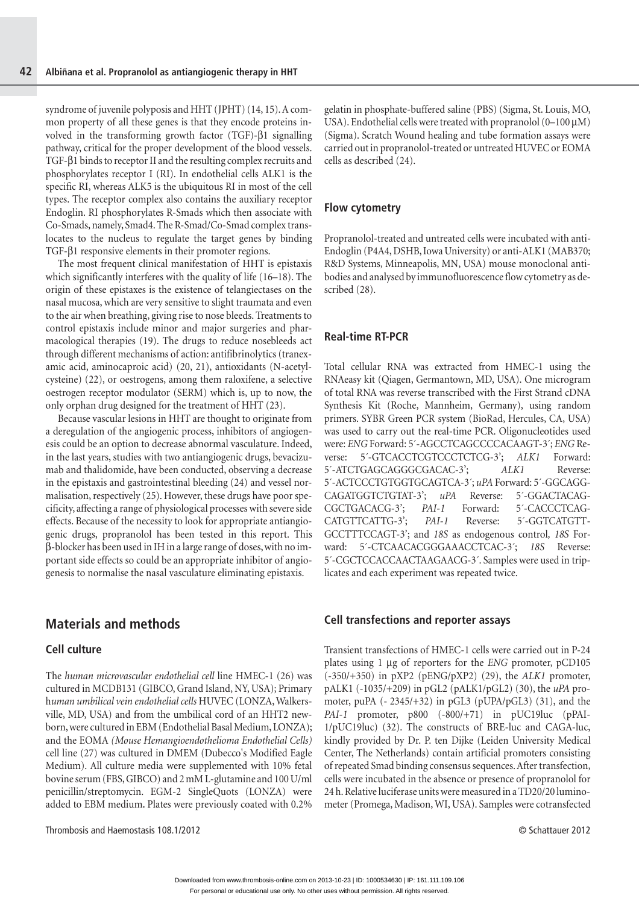syndrome of juvenile polyposis and HHT (JPHT) (14, 15). A common property of all these genes is that they encode proteins involved in the transforming growth factor (TGF)-β1 signalling pathway, critical for the proper development of the blood vessels. TGF-β1 binds to receptor II and the resulting complex recruits and phosphorylates receptor I (RI). In endothelial cells ALK1 is the specific RI, whereas ALK5 is the ubiquitous RI in most of the cell types. The receptor complex also contains the auxiliary receptor Endoglin. RI phosphorylates R-Smads which then associate with Co-Smads, namely, Smad4. The R-Smad/Co-Smad complex translocates to the nucleus to regulate the target genes by binding TGF-β1 responsive elements in their promoter regions.

The most frequent clinical manifestation of HHT is epistaxis which significantly interferes with the quality of life (16–18). The origin of these epistaxes is the existence of telangiectases on the nasal mucosa, which are very sensitive to slight traumata and even to the air when breathing, giving rise to nose bleeds. Treatments to control epistaxis include minor and major surgeries and pharmacological therapies (19). The drugs to reduce nosebleeds act through different mechanisms of action: antifibrinolytics (tranexamic acid, aminocaproic acid) (20, 21), antioxidants (N-acetylcysteine) (22), or oestrogens, among them raloxifene, a selective oestrogen receptor modulator (SERM) which is, up to now, the only orphan drug designed for the treatment of HHT (23).

Because vascular lesions in HHT are thought to originate from a deregulation of the angiogenic process, inhibitors of angiogenesis could be an option to decrease abnormal vasculature. Indeed, in the last years, studies with two antiangiogenic drugs, bevacizumab and thalidomide, have been conducted, observing a decrease in the epistaxis and gastrointestinal bleeding (24) and vessel normalisation, respectively (25). However, these drugs have poor specificity, affecting a range of physiological processes with severe side effects. Because of the necessity to look for appropriate antiangiogenic drugs, propranolol has been tested in this report. This β-blocker has been used in IH in a large range of doses, with no important side effects so could be an appropriate inhibitor of angiogenesis to normalise the nasal vasculature eliminating epistaxis.

# Materials and methods

## Cell culture

The *human microvascular endothelial cell* line HMEC-1 (26) was cultured in MCDB131 (GIBCO, Grand Island, NY, USA); Primary h*uman umbilical vein endothelial cells* HUVEC (LONZA, Walkersville, MD, USA) and from the umbilical cord of an HHT2 newborn, were cultured in EBM (Endothelial Basal Medium, LONZA); and the EOMA *(Mouse Hemangioendothelioma Endothelial Cells)* cell line (27) was cultured in DMEM (Dubecco's Modified Eagle Medium). All culture media were supplemented with 10% fetal bovine serum (FBS, GIBCO) and 2 mM L-glutamine and 100 U/ml penicillin/streptomycin. EGM-2 SingleQuots (LONZA) were added to EBM medium. Plates were previously coated with 0.2% gelatin in phosphate-buffered saline (PBS) (Sigma, St. Louis, MO, USA). Endothelial cells were treated with propranolol (0–100 µM) (Sigma). Scratch Wound healing and tube formation assays were carried out in propranolol-treated or untreated HUVEC or EOMA cells as described (24).

## Flow cytometry

Propranolol-treated and untreated cells were incubated with anti-Endoglin (P4A4, DSHB, Iowa University) or anti-ALK1 (MAB370; R&D Systems, Minneapolis, MN, USA) mouse monoclonal antibodies and analysed by immunofluorescence flow cytometry as described (28).

## Real-time RT-PCR

Total cellular RNA was extracted from HMEC-1 using the RNAeasy kit (Qiagen, Germantown, MD, USA). One microgram of total RNA was reverse transcribed with the First Strand cDNA Synthesis Kit (Roche, Mannheim, Germany), using random primers. SYBR Green PCR system (BioRad, Hercules, CA, USA) was used to carry out the real-time PCR. Oligonucleotides used were: *ENG* Forward: 5´-AGCCTCAGCCCCACAAGT-3´; *ENG* Reverse: 5´-GTCACCTCGTCCCTCTCG-3'; *ALK1* Forward: 5´-ATCTGAGCAGGGCGACAC-3'; *ALK1* Reverse: 5´-ACTCCCTGTGGTGCAGTCA-3´; *uPA* Forward: 5´-GGCAGGCAGATGGTCTGTAT-3'; *uPA* Reverse: 5´-GGACTACAGCGCTGACACG-3'; *PAI-1* Forward: 5´-CACCCTCAGCATGTTCATTG-3'; *PAI-1* Reverse: 5´-GGTCATGTTGCCTTTCCAGT-3'; and *18S* as endogenous control, *18S* Forward: 5´-CTCAACACGGGAAACCTCAC-3´; *18S* Reverse: 5´-CGCTCCACCAACTAAGAACG-3´. Samples were used in triplicates and each experiment was repeated twice.

## Cell transfections and reporter assays

Transient transfections of HMEC-1 cells were carried out in P-24 plates using 1 µg of reporters for the *ENG* promoter, pCD105 (-350/+350) in pXP2 (pENG/pXP2) (29), the *ALK1* promoter, pALK1 (-1035/+209) in pGL2 (pALK1/pGL2) (30), the *uPA* promoter, puPA (- 2345/+32) in pGL3 (pUPA/pGL3) (31), and the *PAI-1* promoter, p800 (-800/+71) in pUC19luc (pPAI-1/pUC19luc) (32). The constructs of BRE-luc and CAGA-luc, kindly provided by Dr. P. ten Dijke (Leiden University Medical Center, The Netherlands) contain artificial promoters consisting of repeated Smad binding consensus sequences. After transfection, cells were incubated in the absence or presence of propranolol for 24 h. Relative luciferase units were measured in a TD20/20 luminometer (Promega, Madison, WI, USA). Samples were cotransfected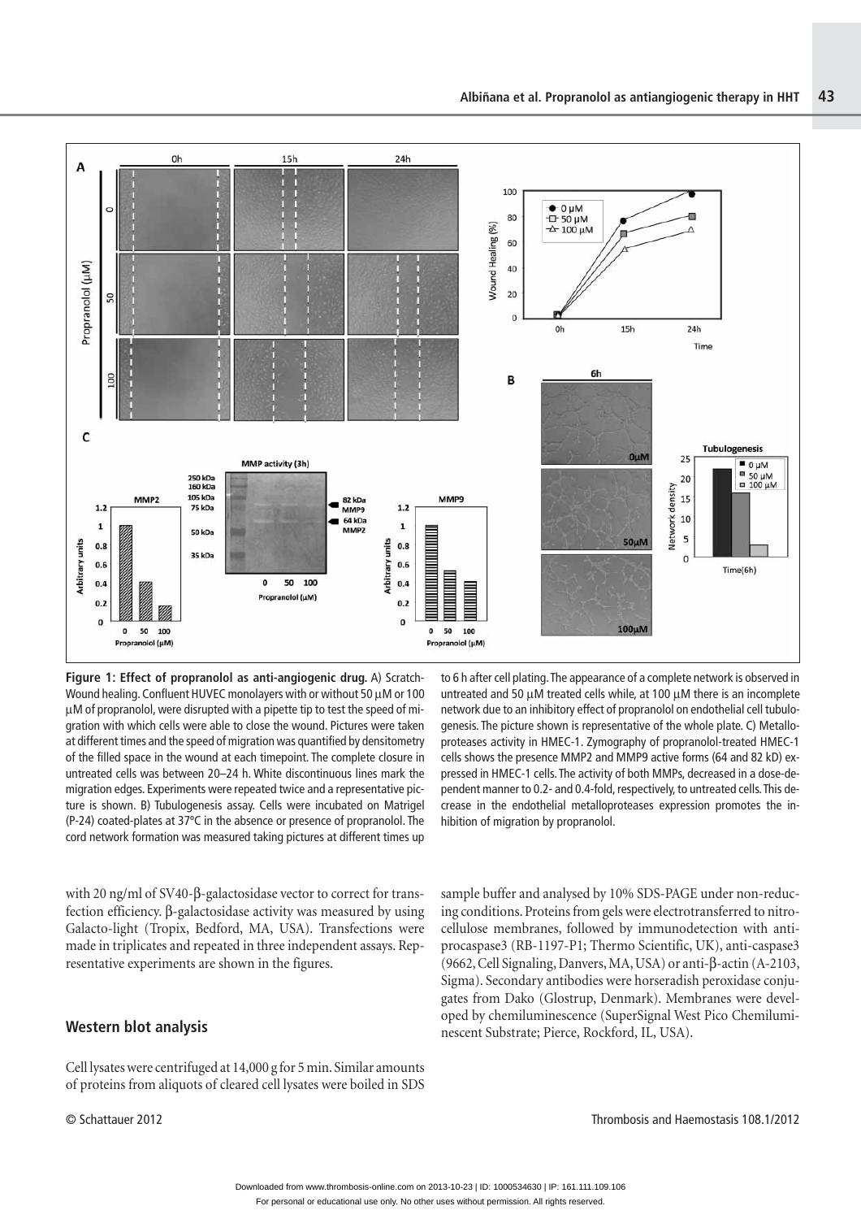**Figure 1: Effect of propranolol as anti-angiogenic drug.** A) Scratch-Wound healing. Confluent HUVEC monolayers with or without 50 µM or 100 µM of propranolol, were disrupted with a pipette tip to test the speed of migration with which cells were able to close the wound. Pictures were taken at different times and the speed of migration was quantified by densitometry of the filled space in the wound at each timepoint. The complete closure in untreated cells was between 20–24 h. White discontinuous lines mark the migration edges. Experiments were repeated twice and a representative picture is shown. B) Tubulogenesis assay. Cells were incubated on Matrigel (P-24) coated-plates at 37°C in the absence or presence of propranolol. The cord network formation was measured taking pictures at different times up to 6 h after cell plating. The appearance of a complete network is observed in untreated and 50 µM treated cells while, at 100 µM there is an incomplete network due to an inhibitory effect of propranolol on endothelial cell tubulogenesis. The picture shown is representative of the whole plate. C) Metalloproteases activity in HMEC-1. Zymography of propranolol-treated HMEC-1 cells shows the presence MMP2 and MMP9 active forms (64 and 82 kD) expressed in HMEC-1 cells. The activity of both MMPs, decreased in a dose-dependent manner to 0.2- and 0.4-fold, respectively, to untreated cells. This decrease in the endothelial metalloproteases expression promotes the inhibition of migration by propranolol.

with 20 ng/ml of SV40-β-galactosidase vector to correct for transfection efficiency. β-galactosidase activity was measured by using Galacto-light (Tropix, Bedford, MA, USA). Transfections were made in triplicates and repeated in three independent assays. Representative experiments are shown in the figures.

## Western blot analysis

Cell lysates were centrifuged at 14,000 g for 5 min. Similar amounts of proteins from aliquots of cleared cell lysates were boiled in SDS sample buffer and analysed by 10% SDS-PAGE under non-reducing conditions. Proteins from gels were electrotransferred to nitrocellulose membranes, followed by immunodetection with anti-procaspase3 (RB-1197-P1; Thermo Scientific, UK), anti-caspase3 (9662, Cell Signaling, Danvers, MA, USA) or anti-β-actin (A-2103, Sigma). Secondary antibodies were horseradish peroxidase conjugates from Dako (Glostrup, Denmark). Membranes were developed by chemiluminescence (SuperSignal West Pico Chemiluminescent Substrate; Pierce, Rockford, IL, USA).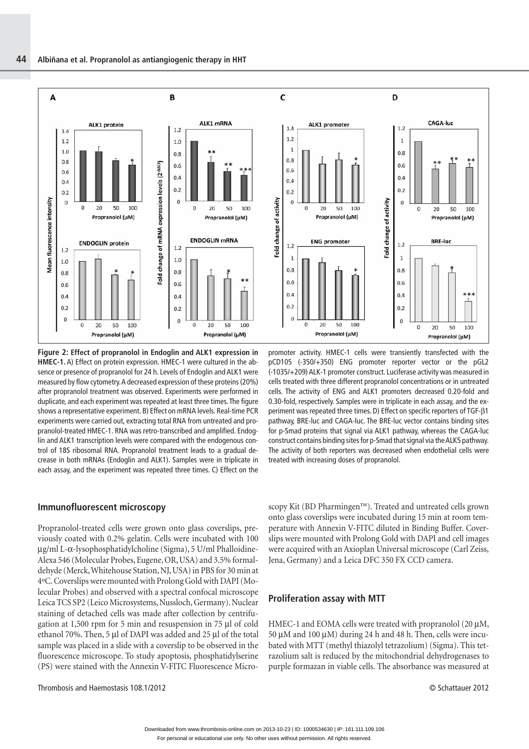A — ALK1 protein; ENDOGLIN protein (Mean fluorescence intensity vs Propranolol (µM): 0, 20, 50, 100)

B — ALK1 mRNA; ENDOGLIN mRNA (Fold change of mRNA expression levels ($2^{-\Delta\Delta Ct}$) vs Propranolol (µM))

C — ALK1 promoter; ENG promoter (Fold change of activity vs Propranolol (µM))

D — CAGA-luc; BRE-luc (Fold change of activity vs Propranolol (µM))

**Figure 2: Effect of propranolol in Endoglin and ALK1 expression in HMEC-1.** A) Effect on protein expression. HMEC-1 were cultured in the absence or presence of propranolol for 24 h. Levels of Endoglin and ALK1 were measured by flow cytometry. A decreased expression of these proteins (20%) after propranolol treatment was observed. Experiments were performed in duplicate, and each experiment was repeated at least three times. The figure shows a representative experiment. B) Effect on mRNA levels. Real-time PCR experiments were carried out, extracting total RNA from untreated and propranolol-treated HMEC-1. RNA was retro-transcribed and amplified. Endoglin and ALK1 transcription levels were compared with the endogenous control of 18S ribosomal RNA. Propranolol treatment leads to a gradual decrease in both mRNAs (Endoglin and ALK1). Samples were in triplicate in each assay, and the experiment was repeated three times. C) Effect on the promoter activity. HMEC-1 cells were transiently transfected with the pCD105 (-350/+350) ENG promoter reporter vector or the pGL2 (-1035/+209) ALK-1 promoter construct. Luciferase activity was measured in cells treated with three different propranolol concentrations or in untreated cells. The activity of ENG and ALK1 promoters decreased 0.20-fold and 0.30-fold, respectively. Samples were in triplicate in each assay, and the experiment was repeated three times. D) Effect on specific reporters of TGF-β1 pathway, BRE-luc and CAGA-luc. The BRE-luc vector contains binding sites for p-Smad proteins that signal via ALK1 pathway, whereas the CAGA-luc construct contains binding sites for p-Smad that signal via the ALK5 pathway. The activity of both reporters was decreased when endothelial cells were treated with increasing doses of propranolol.

## Immunofluorescent microscopy

Propranolol-treated cells were grown onto glass coverslips, previously coated with 0.2% gelatin. Cells were incubated with 100 µg/ml L-α-lysophosphatidylcholine (Sigma), 5 U/ml Phalloidine-Alexa 546 (Molecular Probes, Eugene, OR, USA) and 3.5% formaldehyde (Merck, Whitehouse Station, NJ, USA) in PBS for 30 min at 4ºC. Coverslips were mounted with Prolong Gold with DAPI (Molecular Probes) and observed with a spectral confocal microscope Leica TCS SP2 (Leico Microsystems, Nussloch, Germany). Nuclear staining of detached cells was made after collection by centrifugation at 1,500 rpm for 5 min and resuspension in 75 µl of cold ethanol 70%. Then, 5 µl of DAPI was added and 25 µl of the total sample was placed in a slide with a coverslip to be observed in the fluorescence microscope. To study apoptosis, phosphatidylserine (PS) were stained with the Annexin V-FITC Fluorescence Microscopy Kit (BD Pharmingen™). Treated and untreated cells grown onto glass coverslips were incubated during 15 min at room temperature with Annexin V-FITC diluted in Binding Buffer. Coverslips were mounted with Prolong Gold with DAPI and cell images were acquired with an Axioplan Universal microscope (Carl Zeiss, Jena, Germany) and a Leica DFC 350 FX CCD camera.

## Proliferation assay with MTT

HMEC-1 and EOMA cells were treated with propranolol (20 µM, 50 µM and 100 µM) during 24 h and 48 h. Then, cells were incubated with MTT (methyl thiazolyl tetrazolium) (Sigma). This tetrazolium salt is reduced by the mitochondrial dehydrogenases to purple formazan in viable cells. The absorbance was measured at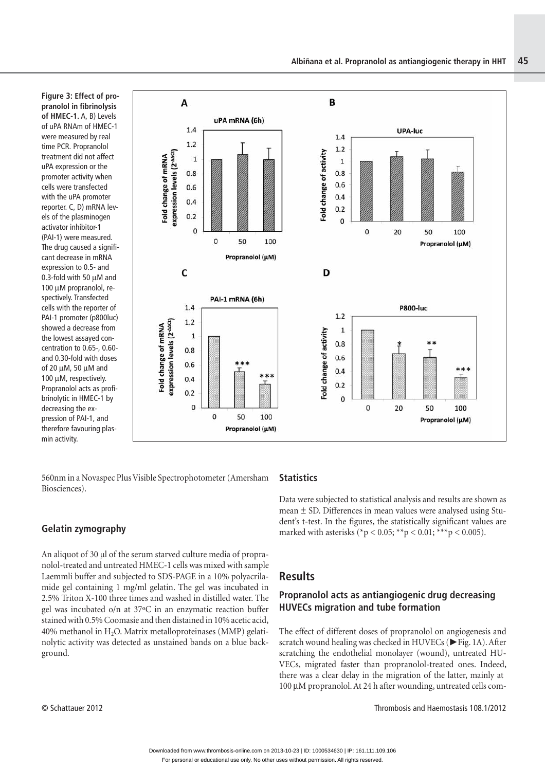**Figure 3: Effect of propranolol in fibrinolysis of HMEC-1.** A, B) Levels of uPA RNAm of HMEC-1 were measured by real time PCR. Propranolol treatment did not affect uPA expression or the promoter activity when cells were transfected with the uPA promoter reporter. C, D) mRNA levels of the plasminogen activator inhibitor-1 (PAI-1) were measured. The drug caused a significant decrease in mRNA expression to 0.5- and 0.3-fold with 50 μM and 100 μM propranolol, respectively. Transfected cells with the reporter of PAI-1 promoter (p800luc) showed a decrease from the lowest assayed concentration to 0.65-, 0.60- and 0.30-fold with doses of 20 μM, 50 μM and 100 μM, respectively. Propranolol acts as profibrinolytic in HMEC-1 by decreasing the expression of PAI-1, and therefore favouring plasmin activity.

560nm in a Novaspec Plus Visible Spectrophotometer (Amersham Biosciences).

### Gelatin zymography

An aliquot of 30 µl of the serum starved culture media of propranolol-treated and untreated HMEC-1 cells was mixed with sample Laemmli buffer and subjected to SDS-PAGE in a 10% polyacrilamide gel containing 1 mg/ml gelatin. The gel was incubated in 2.5% Triton X-100 three times and washed in distilled water. The gel was incubated o/n at 37ºC in an enzymatic reaction buffer stained with 0.5% Coomasie and then distained in 10% acetic acid, 40% methanol in $H_2O$. Matrix metalloproteinases (MMP) gelatinolytic activity was detected as unstained bands on a blue background.

### Statistics

Data were subjected to statistical analysis and results are shown as mean ± SD. Differences in mean values were analysed using Student's t-test. In the figures, the statistically significant values are marked with asterisks (*$p < 0.05$; **$p < 0.01$; ***$p < 0.005$).

## Results

### Propranolol acts as antiangiogenic drug decreasing HUVECs migration and tube formation

The effect of different doses of propranolol on angiogenesis and scratch wound healing was checked in HUVECs (►Fig. 1A). After scratching the endothelial monolayer (wound), untreated HUVECs, migrated faster than propranolol-treated ones. Indeed, there was a clear delay in the migration of the latter, mainly at 100 µM propranolol. At 24 h after wounding, untreated cells com-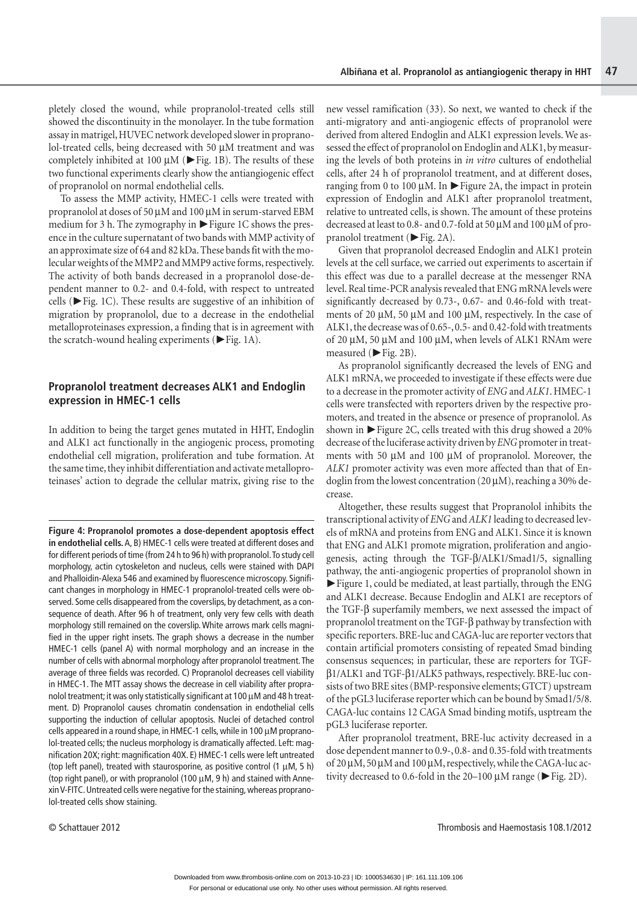pletely closed the wound, while propranolol-treated cells still showed the discontinuity in the monolayer. In the tube formation assay in matrigel, HUVEC network developed slower in propranolol-treated cells, being decreased with 50 µM treatment and was completely inhibited at 100 µM (►Fig. 1B). The results of these two functional experiments clearly show the antiangiogenic effect of propranolol on normal endothelial cells.

To assess the MMP activity, HMEC-1 cells were treated with propranolol at doses of 50 µM and 100 µM in serum-starved EBM medium for 3 h. The zymography in ►Figure 1C shows the presence in the culture supernatant of two bands with MMP activity of an approximate size of 64 and 82 kDa. These bands fit with the molecular weights of the MMP2 and MMP9 active forms, respectively. The activity of both bands decreased in a propranolol dose-dependent manner to 0.2- and 0.4-fold, with respect to untreated cells (►Fig. 1C). These results are suggestive of an inhibition of migration by propranolol, due to a decrease in the endothelial metalloproteinases expression, a finding that is in agreement with the scratch-wound healing experiments (►Fig. 1A).

## Propranolol treatment decreases ALK1 and Endoglin expression in HMEC-1 cells

In addition to being the target genes mutated in HHT, Endoglin and ALK1 act functionally in the angiogenic process, promoting endothelial cell migration, proliferation and tube formation. At the same time, they inhibit differentiation and activate metalloproteinases' action to degrade the cellular matrix, giving rise to the new vessel ramification (33). So next, we wanted to check if the anti-migratory and anti-angiogenic effects of propranolol were derived from altered Endoglin and ALK1 expression levels. We assessed the effect of propranolol on Endoglin and ALK1, by measuring the levels of both proteins in *in vitro* cultures of endothelial cells, after 24 h of propranolol treatment, and at different doses, ranging from 0 to 100 µM. In ►Figure 2A, the impact in protein expression of Endoglin and ALK1 after propranolol treatment, relative to untreated cells, is shown. The amount of these proteins decreased at least to 0.8- and 0.7-fold at 50 µM and 100 µM of propranolol treatment (►Fig. 2A).

Given that propranolol decreased Endoglin and ALK1 protein levels at the cell surface, we carried out experiments to ascertain if this effect was due to a parallel decrease at the messenger RNA level. Real time-PCR analysis revealed that ENG mRNA levels were significantly decreased by 0.73-, 0.67- and 0.46-fold with treatments of 20 µM, 50 µM and 100 µM, respectively. In the case of ALK1, the decrease was of 0.65-, 0.5- and 0.42-fold with treatments of 20 µM, 50 µM and 100 µM, when levels of ALK1 RNAm were measured (►Fig. 2B).

As propranolol significantly decreased the levels of ENG and ALK1 mRNA, we proceeded to investigate if these effects were due to a decrease in the promoter activity of *ENG* and *ALK1*. HMEC-1 cells were transfected with reporters driven by the respective promoters, and treated in the absence or presence of propranolol. As shown in ►Figure 2C, cells treated with this drug showed a 20% decrease of the luciferase activity driven by *ENG* promoter in treatments with 50 µM and 100 µM of propranolol. Moreover, the *ALK1* promoter activity was even more affected than that of Endoglin from the lowest concentration (20 µM), reaching a 30% decrease.

Altogether, these results suggest that Propranolol inhibits the transcriptional activity of *ENG* and *ALK1* leading to decreased levels of mRNA and proteins from ENG and ALK1. Since it is known that ENG and ALK1 promote migration, proliferation and angiogenesis, acting through the TGF-β/ALK1/Smad1/5, signalling pathway, the anti-angiogenic properties of propranolol shown in ►Figure 1, could be mediated, at least partially, through the ENG and ALK1 decrease. Because Endoglin and ALK1 are receptors of the TGF-β superfamily members, we next assessed the impact of propranolol treatment on the TGF-β pathway by transfection with specific reporters. BRE-luc and CAGA-luc are reporter vectors that contain artificial promoters consisting of repeated Smad binding consensus sequences; in particular, these are reporters for TGF-β1/ALK1 and TGF-β1/ALK5 pathways, respectively. BRE-luc consists of two BRE sites (BMP-responsive elements; GTCT) upstream of the pGL3 luciferase reporter which can be bound by Smad1/5/8. CAGA-luc contains 12 CAGA Smad binding motifs, usptream the pGL3 luciferase reporter.

After propranolol treatment, BRE-luc activity decreased in a dose dependent manner to 0.9-, 0.8- and 0.35-fold with treatments of 20 µM, 50 µM and 100 µM, respectively, while the CAGA-luc activity decreased to 0.6-fold in the 20–100 µM range (►Fig. 2D).

**Figure 4: Propranolol promotes a dose-dependent apoptosis effect in endothelial cells.** A, B) HMEC-1 cells were treated at different doses and for different periods of time (from 24 h to 96 h) with propranolol. To study cell morphology, actin cytoskeleton and nucleus, cells were stained with DAPI and Phalloidin-Alexa 546 and examined by fluorescence microscopy. Significant changes in morphology in HMEC-1 propranolol-treated cells were observed. Some cells disappeared from the coverslips, by detachment, as a consequence of death. After 96 h of treatment, only very few cells with death morphology still remained on the coverslip. White arrows mark cells magnified in the upper right insets. The graph shows a decrease in the number HMEC-1 cells (panel A) with normal morphology and an increase in the number of cells with abnormal morphology after propranolol treatment. The average of three fields was recorded. C) Propranolol decreases cell viability in HMEC-1. The MTT assay shows the decrease in cell viability after propranolol treatment; it was only statistically significant at 100 µM and 48 h treatment. D) Propranolol causes chromatin condensation in endothelial cells supporting the induction of cellular apoptosis. Nuclei of detached control cells appeared in a round shape, in HMEC-1 cells, while in 100 µM propranolol-treated cells; the nucleus morphology is dramatically affected. Left: magnification 20X; right: magnification 40X. E) HMEC-1 cells were left untreated (top left panel), treated with staurosporine, as positive control (1 µM, 5 h) (top right panel), or with propranolol (100 µM, 9 h) and stained with Annexin V-FITC. Untreated cells were negative for the staining, whereas propranolol-treated cells show staining.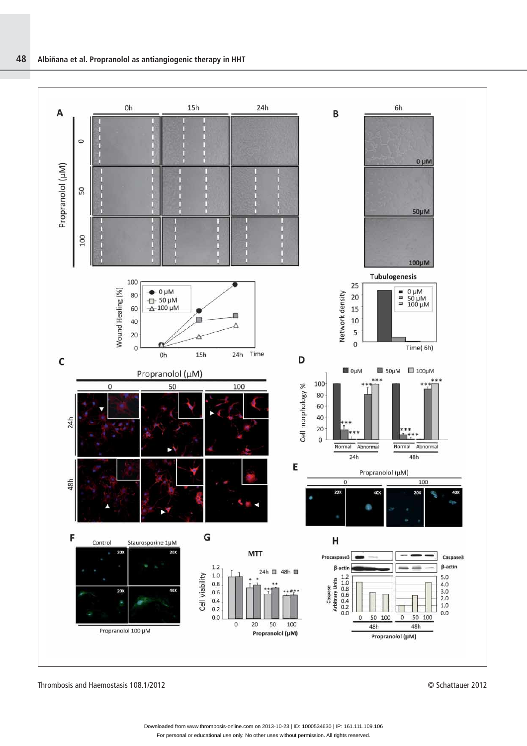A

Propranolol (μM)

0h 15h 24h

0

50

100

Wound Healing (%)

100 80 60 40 20 0

0h 15h 24h Time

0 μM
50 μM
100 μM

B

6h

0 μM

50μM

100μM

Tubulogenesis

Network density

25 20 15 10 5 0

0 μM
50 μM
100 μM

Time( 6h)

C

Propranolol (μM)

0 50 100

24h

48h

D

0μM 50μM 100μM

Cell morphology %

100 80 60 40 20 0

Normal Abnormal Normal Abnormal

24h 48h

E

Propranolol (μM)

0 100

20X 40X 20X 40X

F

Control Staurosporine 1μM

20X 20X

20X 40X

Propranolol 100 μM

G

MTT

24h 48h

Cell Viability

1.2 1.0 0.8 0.6 0.4 0.2 0.0

0 20 50 100

Propranolol (μM)

H

Procaspase3

β-actin

Caspase3

β-actin

Caspase Arbitrary Units

1.2 1.0 0.8 0.6 0.4 0.2 0.0

5.0 4.0 3.0 2.0 1.0 0.0

0 50 100 0 50 100

48h 48h

Propranolol (μM)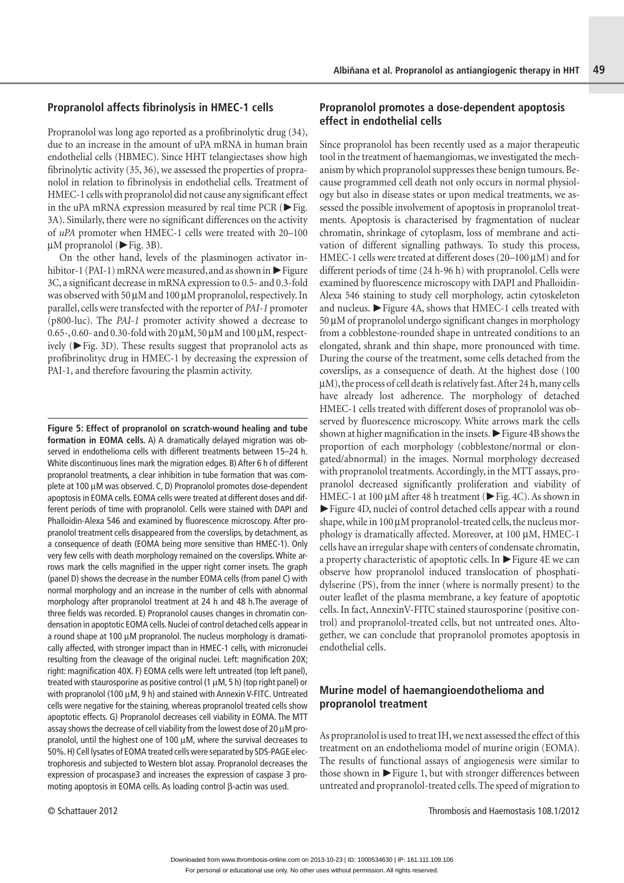## Propranolol affects fibrinolysis in HMEC-1 cells

Propranolol was long ago reported as a profibrinolytic drug (34), due to an increase in the amount of uPA mRNA in human brain endothelial cells (HBMEC). Since HHT telangiectases show high fibrinolytic activity (35, 36), we assessed the properties of propranolol in relation to fibrinolysis in endothelial cells. Treatment of HMEC-1 cells with propranolol did not cause any significant effect in the uPA mRNA expression measured by real time PCR (►Fig. 3A). Similarly, there were no significant differences on the activity of *uPA* promoter when HMEC-1 cells were treated with 20–100 µM propranolol (►Fig. 3B).

On the other hand, levels of the plasminogen activator inhibitor-1 (PAI-1) mRNA were measured, and as shown in ►Figure 3C, a significant decrease in mRNA expression to 0.5- and 0.3-fold was observed with 50 µM and 100 µM propranolol, respectively. In parallel, cells were transfected with the reporter of *PAI-1* promoter (p800-luc). The *PAI-1* promoter activity showed a decrease to 0.65-, 0.60- and 0.30-fold with 20 µM, 50 µM and 100 µM, respectively (►Fig. 3D). These results suggest that propranolol acts as profibrinolityc drug in HMEC-1 by decreasing the expression of PAI-1, and therefore favouring the plasmin activity.

**Figure 5: Effect of propranolol on scratch-wound healing and tube formation in EOMA cells.** A) A dramatically delayed migration was observed in endothelioma cells with different treatments between 15–24 h. White discontinuous lines mark the migration edges. B) After 6 h of different propranolol treatments, a clear inhibition in tube formation that was complete at 100 µM was observed. C, D) Propranolol promotes dose-dependent apoptosis in EOMA cells. EOMA cells were treated at different doses and different periods of time with propranolol. Cells were stained with DAPI and Phalloidin-Alexa 546 and examined by fluorescence microscopy. After propranolol treatment cells disappeared from the coverslips, by detachment, as a consequence of death (EOMA being more sensitive than HMEC-1). Only very few cells with death morphology remained on the coverslips. White arrows mark the cells magnified in the upper right corner insets. The graph (panel D) shows the decrease in the number EOMA cells (from panel C) with normal morphology and an increase in the number of cells with abnormal morphology after propranolol treatment at 24 h and 48 h.The average of three fields was recorded. E) Propranolol causes changes in chromatin condensation in apoptotic EOMA cells. Nuclei of control detached cells appear in a round shape at 100 µM propranolol. The nucleus morphology is dramatically affected, with stronger impact than in HMEC-1 cells, with micronuclei resulting from the cleavage of the original nuclei. Left: magnification 20X; right: magnification 40X. F) EOMA cells were left untreated (top left panel), treated with staurosporine as positive control (1 µM, 5 h) (top right panel) or with propranolol (100 µM, 9 h) and stained with Annexin V-FITC. Untreated cells were negative for the staining, whereas propranolol treated cells show apoptotic effects. G) Propranolol decreases cell viability in EOMA. The MTT assay shows the decrease of cell viability from the lowest dose of 20 µM propranolol, until the highest one of 100 µM, where the survival decreases to 50%. H) Cell lysates of EOMA treated cells were separated by SDS-PAGE electrophoresis and subjected to Western blot assay. Propranolol decreases the expression of procaspase3 and increases the expression of caspase 3 promoting apoptosis in EOMA cells. As loading control β-actin was used.

## Propranolol promotes a dose-dependent apoptosis effect in endothelial cells

Since propranolol has been recently used as a major therapeutic tool in the treatment of haemangiomas, we investigated the mechanism by which propranolol suppresses these benign tumours. Because programmed cell death not only occurs in normal physiology but also in disease states or upon medical treatments, we assessed the possible involvement of apoptosis in propranolol treatments. Apoptosis is characterised by fragmentation of nuclear chromatin, shrinkage of cytoplasm, loss of membrane and activation of different signalling pathways. To study this process, HMEC-1 cells were treated at different doses (20–100 µM) and for different periods of time (24 h-96 h) with propranolol. Cells were examined by fluorescence microscopy with DAPI and Phalloidin-Alexa 546 staining to study cell morphology, actin cytoskeleton and nucleus. ►Figure 4A, shows that HMEC-1 cells treated with 50 µM of propranolol undergo significant changes in morphology from a cobblestone-rounded shape in untreated conditions to an elongated, shrank and thin shape, more pronounced with time. During the course of the treatment, some cells detached from the coverslips, as a consequence of death. At the highest dose (100 µM), the process of cell death is relatively fast. After 24 h, many cells have already lost adherence. The morphology of detached HMEC-1 cells treated with different doses of propranolol was observed by fluorescence microscopy. White arrows mark the cells shown at higher magnification in the insets. ►Figure 4B shows the proportion of each morphology (cobblestone/normal or elongated/abnormal) in the images. Normal morphology decreased with propranolol treatments. Accordingly, in the MTT assays, propranolol decreased significantly proliferation and viability of HMEC-1 at 100 µM after 48 h treatment (►Fig. 4C). As shown in ►Figure 4D, nuclei of control detached cells appear with a round shape, while in 100 µM propranolol-treated cells, the nucleus morphology is dramatically affected. Moreover, at 100 µM, HMEC-1 cells have an irregular shape with centers of condensate chromatin, a property characteristic of apoptotic cells. In ►Figure 4E we can observe how propranolol induced translocation of phosphatidylserine (PS), from the inner (where is normally present) to the outer leaflet of the plasma membrane, a key feature of apoptotic cells. In fact, AnnexinV-FITC stained staurosporine (positive control) and propranolol-treated cells, but not untreated ones. Altogether, we can conclude that propranolol promotes apoptosis in endothelial cells.

## Murine model of haemangioendothelioma and propranolol treatment

As propranolol is used to treat IH, we next assessed the effect of this treatment on an endothelioma model of murine origin (EOMA). The results of functional assays of angiogenesis were similar to those shown in ►Figure 1, but with stronger differences between untreated and propranolol-treated cells. The speed of migration to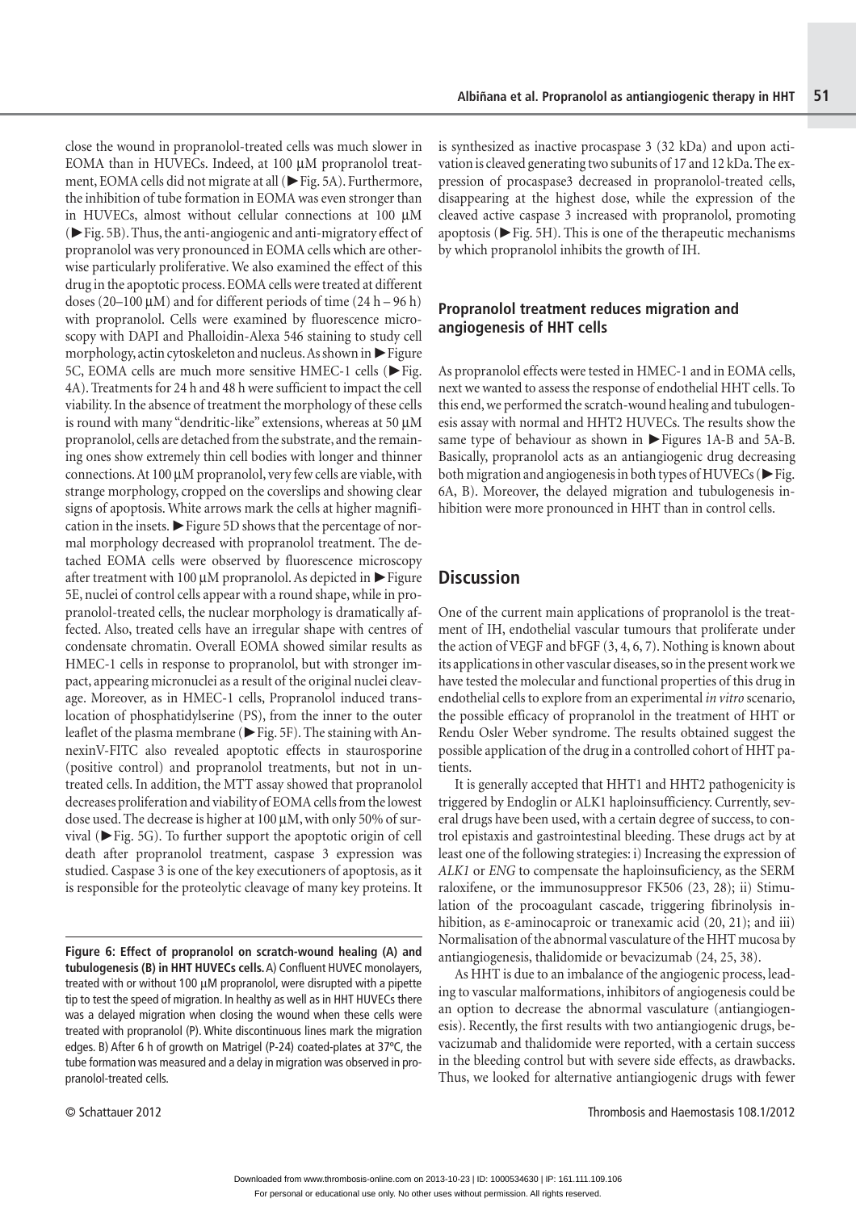close the wound in propranolol-treated cells was much slower in EOMA than in HUVECs. Indeed, at 100 µM propranolol treatment, EOMA cells did not migrate at all (►Fig. 5A). Furthermore, the inhibition of tube formation in EOMA was even stronger than in HUVECs, almost without cellular connections at 100 µM (►Fig. 5B). Thus, the anti-angiogenic and anti-migratory effect of propranolol was very pronounced in EOMA cells which are otherwise particularly proliferative. We also examined the effect of this drug in the apoptotic process. EOMA cells were treated at different doses (20–100 µM) and for different periods of time (24 h – 96 h) with propranolol. Cells were examined by fluorescence microscopy with DAPI and Phalloidin-Alexa 546 staining to study cell morphology, actin cytoskeleton and nucleus. As shown in ►Figure 5C, EOMA cells are much more sensitive HMEC-1 cells (►Fig. 4A). Treatments for 24 h and 48 h were sufficient to impact the cell viability. In the absence of treatment the morphology of these cells is round with many "dendritic-like" extensions, whereas at 50 µM propranolol, cells are detached from the substrate, and the remaining ones show extremely thin cell bodies with longer and thinner connections. At 100 µM propranolol, very few cells are viable, with strange morphology, cropped on the coverslips and showing clear signs of apoptosis. White arrows mark the cells at higher magnification in the insets. ►Figure 5D shows that the percentage of normal morphology decreased with propranolol treatment. The detached EOMA cells were observed by fluorescence microscopy after treatment with 100 µM propranolol. As depicted in ►Figure 5E, nuclei of control cells appear with a round shape, while in propranolol-treated cells, the nuclear morphology is dramatically affected. Also, treated cells have an irregular shape with centres of condensate chromatin. Overall EOMA showed similar results as HMEC-1 cells in response to propranolol, but with stronger impact, appearing micronuclei as a result of the original nuclei cleavage. Moreover, as in HMEC-1 cells, Propranolol induced translocation of phosphatidylserine (PS), from the inner to the outer leaflet of the plasma membrane (►Fig. 5F). The staining with AnnexinV-FITC also revealed apoptotic effects in staurosporine (positive control) and propranolol treatments, but not in untreated cells. In addition, the MTT assay showed that propranolol decreases proliferation and viability of EOMA cells from the lowest dose used. The decrease is higher at 100 µM, with only 50% of survival (►Fig. 5G). To further support the apoptotic origin of cell death after propranolol treatment, caspase 3 expression was studied. Caspase 3 is one of the key executioners of apoptosis, as it is responsible for the proteolytic cleavage of many key proteins. It is synthesized as inactive procaspase 3 (32 kDa) and upon activation is cleaved generating two subunits of 17 and 12 kDa. The expression of procaspase3 decreased in propranolol-treated cells, disappearing at the highest dose, while the expression of the cleaved active caspase 3 increased with propranolol, promoting apoptosis (►Fig. 5H). This is one of the therapeutic mechanisms by which propranolol inhibits the growth of IH.

**Figure 6: Effect of propranolol on scratch-wound healing (A) and tubulogenesis (B) in HHT HUVECs cells.** A) Confluent HUVEC monolayers, treated with or without 100 µM propranolol, were disrupted with a pipette tip to test the speed of migration. In healthy as well as in HHT HUVECs there was a delayed migration when closing the wound when these cells were treated with propranolol (P). White discontinuous lines mark the migration edges. B) After 6 h of growth on Matrigel (P-24) coated-plates at 37°C, the tube formation was measured and a delay in migration was observed in propranolol-treated cells.

### Propranolol treatment reduces migration and angiogenesis of HHT cells

As propranolol effects were tested in HMEC-1 and in EOMA cells, next we wanted to assess the response of endothelial HHT cells. To this end, we performed the scratch-wound healing and tubulogenesis assay with normal and HHT2 HUVECs. The results show the same type of behaviour as shown in ►Figures 1A-B and 5A-B. Basically, propranolol acts as an antiangiogenic drug decreasing both migration and angiogenesis in both types of HUVECs (►Fig. 6A, B). Moreover, the delayed migration and tubulogenesis inhibition were more pronounced in HHT than in control cells.

## Discussion

One of the current main applications of propranolol is the treatment of IH, endothelial vascular tumours that proliferate under the action of VEGF and bFGF (3, 4, 6, 7). Nothing is known about its applications in other vascular diseases, so in the present work we have tested the molecular and functional properties of this drug in endothelial cells to explore from an experimental *in vitro* scenario, the possible efficacy of propranolol in the treatment of HHT or Rendu Osler Weber syndrome. The results obtained suggest the possible application of the drug in a controlled cohort of HHT patients.

It is generally accepted that HHT1 and HHT2 pathogenicity is triggered by Endoglin or ALK1 haploinsufficiency. Currently, several drugs have been used, with a certain degree of success, to control epistaxis and gastrointestinal bleeding. These drugs act by at least one of the following strategies: i) Increasing the expression of *ALK1* or *ENG* to compensate the haploinsuficiency, as the SERM raloxifene, or the immunosuppresor FK506 (23, 28); ii) Stimulation of the procoagulant cascade, triggering fibrinolysis inhibition, as ε-aminocaproic or tranexamic acid (20, 21); and iii) Normalisation of the abnormal vasculature of the HHT mucosa by antiangiogenesis, thalidomide or bevacizumab (24, 25, 38).

As HHT is due to an imbalance of the angiogenic process, leading to vascular malformations, inhibitors of angiogenesis could be an option to decrease the abnormal vasculature (antiangiogenesis). Recently, the first results with two antiangiogenic drugs, bevacizumab and thalidomide were reported, with a certain success in the bleeding control but with severe side effects, as drawbacks. Thus, we looked for alternative antiangiogenic drugs with fewer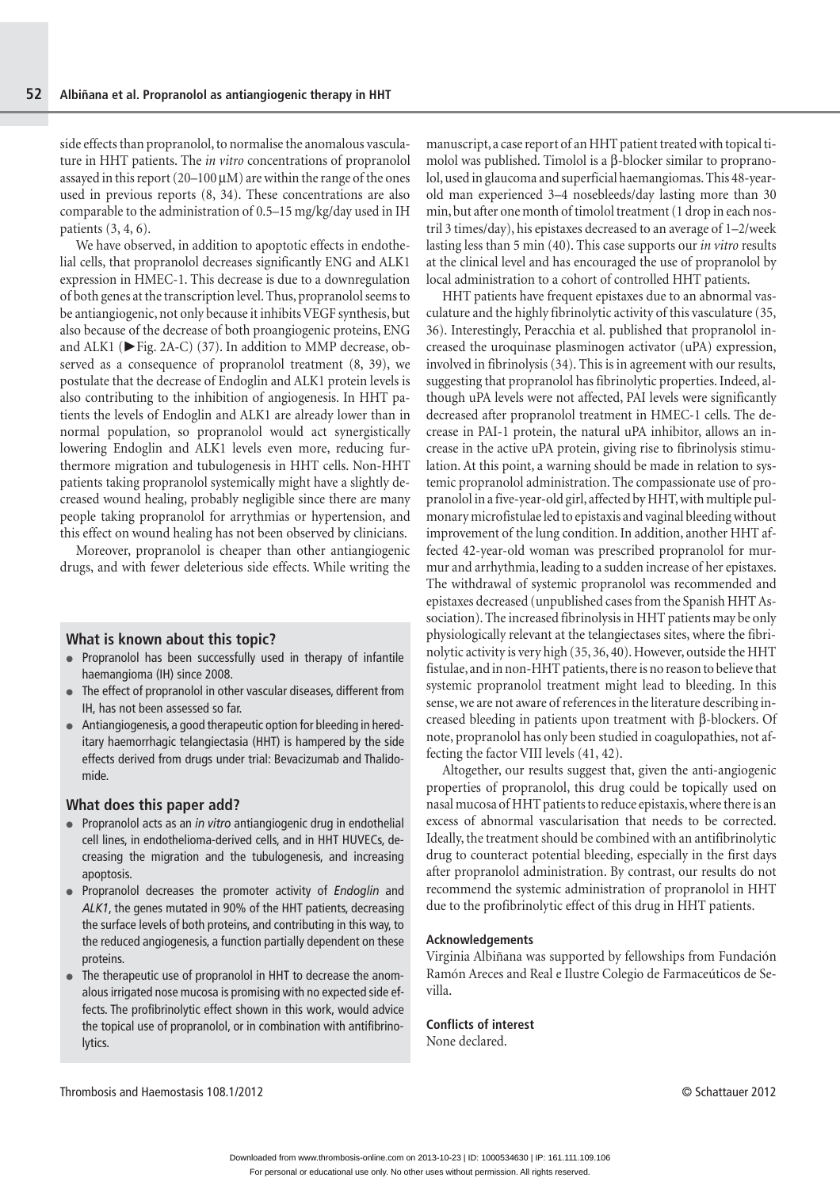side effects than propranolol, to normalise the anomalous vasculature in HHT patients. The *in vitro* concentrations of propranolol assayed in this report (20–100 µM) are within the range of the ones used in previous reports (8, 34). These concentrations are also comparable to the administration of 0.5–15 mg/kg/day used in IH patients (3, 4, 6).

We have observed, in addition to apoptotic effects in endothelial cells, that propranolol decreases significantly ENG and ALK1 expression in HMEC-1. This decrease is due to a downregulation of both genes at the transcription level. Thus, propranolol seems to be antiangiogenic, not only because it inhibits VEGF synthesis, but also because of the decrease of both proangiogenic proteins, ENG and ALK1 (►Fig. 2A-C) (37). In addition to MMP decrease, observed as a consequence of propranolol treatment (8, 39), we postulate that the decrease of Endoglin and ALK1 protein levels is also contributing to the inhibition of angiogenesis. In HHT patients the levels of Endoglin and ALK1 are already lower than in normal population, so propranolol would act synergistically lowering Endoglin and ALK1 levels even more, reducing furthermore migration and tubulogenesis in HHT cells. Non-HHT patients taking propranolol systemically might have a slightly decreased wound healing, probably negligible since there are many people taking propranolol for arrythmias or hypertension, and this effect on wound healing has not been observed by clinicians.

Moreover, propranolol is cheaper than other antiangiogenic drugs, and with fewer deleterious side effects. While writing the manuscript, a case report of an HHT patient treated with topical timolol was published. Timolol is a β-blocker similar to propranolol, used in glaucoma and superficial haemangiomas. This 48-year-old man experienced 3–4 nosebleeds/day lasting more than 30 min, but after one month of timolol treatment (1 drop in each nostril 3 times/day), his epistaxes decreased to an average of 1–2/week lasting less than 5 min (40). This case supports our *in vitro* results at the clinical level and has encouraged the use of propranolol by local administration to a cohort of controlled HHT patients.

HHT patients have frequent epistaxes due to an abnormal vasculature and the highly fibrinolytic activity of this vasculature (35, 36). Interestingly, Peracchia et al. published that propranolol increased the uroquinase plasminogen activator (uPA) expression, involved in fibrinolysis (34). This is in agreement with our results, suggesting that propranolol has fibrinolytic properties. Indeed, although uPA levels were not affected, PAI levels were significantly decreased after propranolol treatment in HMEC-1 cells. The decrease in PAI-1 protein, the natural uPA inhibitor, allows an increase in the active uPA protein, giving rise to fibrinolysis stimulation. At this point, a warning should be made in relation to systemic propranolol administration. The compassionate use of propranolol in a five-year-old girl, affected by HHT, with multiple pulmonary microfistulae led to epistaxis and vaginal bleeding without improvement of the lung condition. In addition, another HHT affected 42-year-old woman was prescribed propranolol for murmur and arrhythmia, leading to a sudden increase of her epistaxes. The withdrawal of systemic propranolol was recommended and epistaxes decreased (unpublished cases from the Spanish HHT Association). The increased fibrinolysis in HHT patients may be only physiologically relevant at the telangiectases sites, where the fibrinolytic activity is very high (35, 36, 40). However, outside the HHT fistulae, and in non-HHT patients, there is no reason to believe that systemic propranolol treatment might lead to bleeding. In this sense, we are not aware of references in the literature describing increased bleeding in patients upon treatment with β-blockers. Of note, propranolol has only been studied in coagulopathies, not affecting the factor VIII levels (41, 42).

Altogether, our results suggest that, given the anti-angiogenic properties of propranolol, this drug could be topically used on nasal mucosa of HHT patients to reduce epistaxis, where there is an excess of abnormal vascularisation that needs to be corrected. Ideally, the treatment should be combined with an antifibrinolytic drug to counteract potential bleeding, especially in the first days after propranolol administration. By contrast, our results do not recommend the systemic administration of propranolol in HHT due to the profibrinolytic effect of this drug in HHT patients.

### What is known about this topic?

- Propranolol has been successfully used in therapy of infantile haemangioma (IH) since 2008.
- The effect of propranolol in other vascular diseases, different from IH, has not been assessed so far.
- Antiangiogenesis, a good therapeutic option for bleeding in hereditary haemorrhagic telangiectasia (HHT) is hampered by the side effects derived from drugs under trial: Bevacizumab and Thalidomide.

### What does this paper add?

- Propranolol acts as an *in vitro* antiangiogenic drug in endothelial cell lines, in endothelioma-derived cells, and in HHT HUVECs, decreasing the migration and the tubulogenesis, and increasing apoptosis.
- Propranolol decreases the promoter activity of *Endoglin* and *ALK1*, the genes mutated in 90% of the HHT patients, decreasing the surface levels of both proteins, and contributing in this way, to the reduced angiogenesis, a function partially dependent on these proteins.
- The therapeutic use of propranolol in HHT to decrease the anomalous irrigated nose mucosa is promising with no expected side effects. The profibrinolytic effect shown in this work, would advice the topical use of propranolol, or in combination with antifibrinolytics.

#### Acknowledgements

Virginia Albiñana was supported by fellowships from Fundación Ramón Areces and Real e Ilustre Colegio de Farmaceúticos de Sevilla.

#### Conflicts of interest

None declared.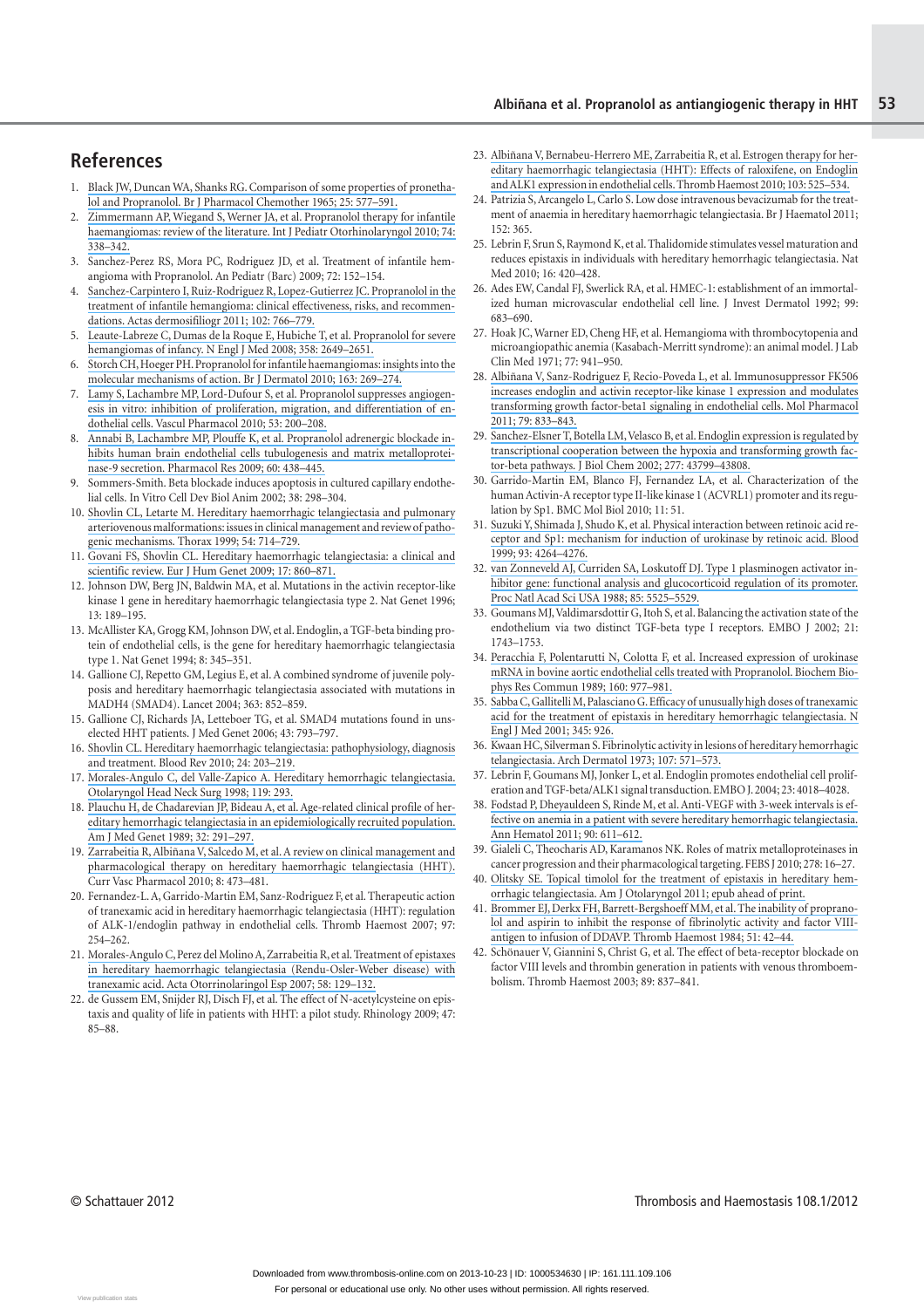## References

1. Black JW, Duncan WA, Shanks RG. Comparison of some properties of pronethalol and Propranolol. Br J Pharmacol Chemother 1965; 25: 577–591.
2. Zimmermann AP, Wiegand S, Werner JA, et al. Propranolol therapy for infantile haemangiomas: review of the literature. Int J Pediatr Otorhinolaryngol 2010; 74: 338–342.
3. Sanchez-Perez RS, Mora PC, Rodriguez JD, et al. Treatment of infantile hemangioma with Propranolol. An Pediatr (Barc) 2009; 72: 152–154.
4. Sanchez-Carpintero I, Ruiz-Rodriguez R, Lopez-Gutierrez JC. Propranolol in the treatment of infantile hemangioma: clinical effectiveness, risks, and recommendations. Actas dermosifiliogr 2011; 102: 766–779.
5. Leaute-Labreze C, Dumas de la Roque E, Hubiche T, et al. Propranolol for severe hemangiomas of infancy. N Engl J Med 2008; 358: 2649–2651.
6. Storch CH, Hoeger PH. Propranolol for infantile haemangiomas: insights into the molecular mechanisms of action. Br J Dermatol 2010; 163: 269–274.
7. Lamy S, Lachambre MP, Lord-Dufour S, et al. Propranolol suppresses angiogenesis in vitro: inhibition of proliferation, migration, and differentiation of endothelial cells. Vascul Pharmacol 2010; 53: 200–208.
8. Annabi B, Lachambre MP, Plouffe K, et al. Propranolol adrenergic blockade inhibits human brain endothelial cells tubulogenesis and matrix metalloproteinase-9 secretion. Pharmacol Res 2009; 60: 438–445.
9. Sommers-Smith. Beta blockade induces apoptosis in cultured capillary endothelial cells. In Vitro Cell Dev Biol Anim 2002; 38: 298–304.
10. Shovlin CL, Letarte M. Hereditary haemorrhagic telangiectasia and pulmonary arteriovenous malformations: issues in clinical management and review of pathogenic mechanisms. Thorax 1999; 54: 714–729.
11. Govani FS, Shovlin CL. Hereditary haemorrhagic telangiectasia: a clinical and scientific review. Eur J Hum Genet 2009; 17: 860–871.
12. Johnson DW, Berg JN, Baldwin MA, et al. Mutations in the activin receptor-like kinase 1 gene in hereditary haemorrhagic telangiectasia type 2. Nat Genet 1996; 13: 189–195.
13. McAllister KA, Grogg KM, Johnson DW, et al. Endoglin, a TGF-beta binding protein of endothelial cells, is the gene for hereditary haemorrhagic telangiectasia type 1. Nat Genet 1994; 8: 345–351.
14. Gallione CJ, Repetto GM, Legius E, et al. A combined syndrome of juvenile polyposis and hereditary haemorrhagic telangiectasia associated with mutations in MADH4 (SMAD4). Lancet 2004; 363: 852–859.
15. Gallione CJ, Richards JA, Letteboer TG, et al. SMAD4 mutations found in unselected HHT patients. J Med Genet 2006; 43: 793–797.
16. Shovlin CL. Hereditary haemorrhagic telangiectasia: pathophysiology, diagnosis and treatment. Blood Rev 2010; 24: 203–219.
17. Morales-Angulo C, del Valle-Zapico A. Hereditary hemorrhagic telangiectasia. Otolaryngol Head Neck Surg 1998; 119: 293.
18. Plauchu H, de Chadarevian JP, Bideau A, et al. Age-related clinical profile of hereditary hemorrhagic telangiectasia in an epidemiologically recruited population. Am J Med Genet 1989; 32: 291–297.
19. Zarrabeitia R, Albiñana V, Salcedo M, et al. A review on clinical management and pharmacological therapy on hereditary haemorrhagic telangiectasia (HHT). Curr Vasc Pharmacol 2010; 8: 473–481.
20. Fernandez-L A, Garrido-Martin EM, Sanz-Rodriguez F, et al. Therapeutic action of tranexamic acid in hereditary haemorrhagic telangiectasia (HHT): regulation of ALK-1/endoglin pathway in endothelial cells. Thromb Haemost 2007; 97: 254–262.
21. Morales-Angulo C, Perez del Molino A, Zarrabeitia R, et al. Treatment of epistaxes in hereditary haemorrhagic telangiectasia (Rendu-Osler-Weber disease) with tranexamic acid. Acta Otorrinolaringol Esp 2007; 58: 129–132.
22. de Gussem EM, Snijder RJ, Disch FJ, et al. The effect of N-acetylcysteine on epistaxis and quality of life in patients with HHT: a pilot study. Rhinology 2009; 47: 85–88.
23. Albiñana V, Bernabeu-Herrero ME, Zarrabeitia R, et al. Estrogen therapy for hereditary haemorrhagic telangiectasia (HHT): Effects of raloxifene, on Endoglin and ALK1 expression in endothelial cells. Thromb Haemost 2010; 103: 525–534.
24. Patrizia S, Arcangelo L, Carlo S. Low dose intravenous bevacizumab for the treatment of anaemia in hereditary haemorrhagic telangiectasia. Br J Haematol 2011; 152: 365.
25. Lebrin F, Srun S, Raymond K, et al. Thalidomide stimulates vessel maturation and reduces epistaxis in individuals with hereditary hemorrhagic telangiectasia. Nat Med 2010; 16: 420–428.
26. Ades EW, Candal FJ, Swerlick RA, et al. HMEC-1: establishment of an immortalized human microvascular endothelial cell line. J Invest Dermatol 1992; 99: 683–690.
27. Hoak JC, Warner ED, Cheng HF, et al. Hemangioma with thrombocytopenia and microangiopathic anemia (Kasabach-Merritt syndrome): an animal model. J Lab Clin Med 1971; 77: 941–950.
28. Albiñana V, Sanz-Rodriguez F, Recio-Poveda L, et al. Immunosuppressor FK506 increases endoglin and activin receptor-like kinase 1 expression and modulates transforming growth factor-beta1 signaling in endothelial cells. Mol Pharmacol 2011; 79: 833–843.
29. Sanchez-Elsner T, Botella LM, Velasco B, et al. Endoglin expression is regulated by transcriptional cooperation between the hypoxia and transforming growth factor-beta pathways. J Biol Chem 2002; 277: 43799–43808.
30. Garrido-Martin EM, Blanco FJ, Fernandez LA, et al. Characterization of the human Activin-A receptor type II-like kinase 1 (ACVRL1) promoter and its regulation by Sp1. BMC Mol Biol 2010; 11: 51.
31. Suzuki Y, Shimada J, Shudo K, et al. Physical interaction between retinoic acid receptor and Sp1: mechanism for induction of urokinase by retinoic acid. Blood 1999; 93: 4264–4276.
32. van Zonneveld AJ, Curriden SA, Loskutoff DJ. Type 1 plasminogen activator inhibitor gene: functional analysis and glucocorticoid regulation of its promoter. Proc Natl Acad Sci USA 1988; 85: 5525–5529.
33. Goumans MJ, Valdimarsdottir G, Itoh S, et al. Balancing the activation state of the endothelium via two distinct TGF-beta type I receptors. EMBO J 2002; 21: 1743–1753.
34. Peracchia F, Polentarutti N, Colotta F, et al. Increased expression of urokinase mRNA in bovine aortic endothelial cells treated with Propranolol. Biochem Biophys Res Commun 1989; 160: 977–981.
35. Sabba C, Gallitelli M, Palasciano G. Efficacy of unusually high doses of tranexamic acid for the treatment of epistaxis in hereditary hemorrhagic telangiectasia. N Engl J Med 2001; 345: 926.
36. Kwaan HC, Silverman S. Fibrinolytic activity in lesions of hereditary hemorrhagic telangiectasia. Arch Dermatol 1973; 107: 571–573.
37. Lebrin F, Goumans MJ, Jonker L, et al. Endoglin promotes endothelial cell proliferation and TGF-beta/ALK1 signal transduction. EMBO J. 2004; 23: 4018–4028.
38. Fodstad P, Dheyauldeen S, Rinde M, et al. Anti-VEGF with 3-week intervals is effective on anemia in a patient with severe hereditary hemorrhagic telangiectasia. Ann Hematol 2011; 90: 611–612.
39. Gialeli C, Theocharis AD, Karamanos NK. Roles of matrix metalloproteinases in cancer progression and their pharmacological targeting. FEBS J 2010; 278: 16–27.
40. Olitsky SE. Topical timolol for the treatment of epistaxis in hereditary hemorrhagic telangiectasia. Am J Otolaryngol 2011; epub ahead of print.
41. Brommer EJ, Derkx FH, Barrett-Bergshoeff MM, et al. The inability of propranolol and aspirin to inhibit the response of fibrinolytic activity and factor VIII-antigen to infusion of DDAVP. Thromb Haemost 1984; 51: 42–44.
42. Schönauer V, Giannini S, Christ G, et al. The effect of beta-receptor blockade on factor VIII levels and thrombin generation in patients with venous thromboembolism. Thromb Haemost 2003; 89: 837–841.